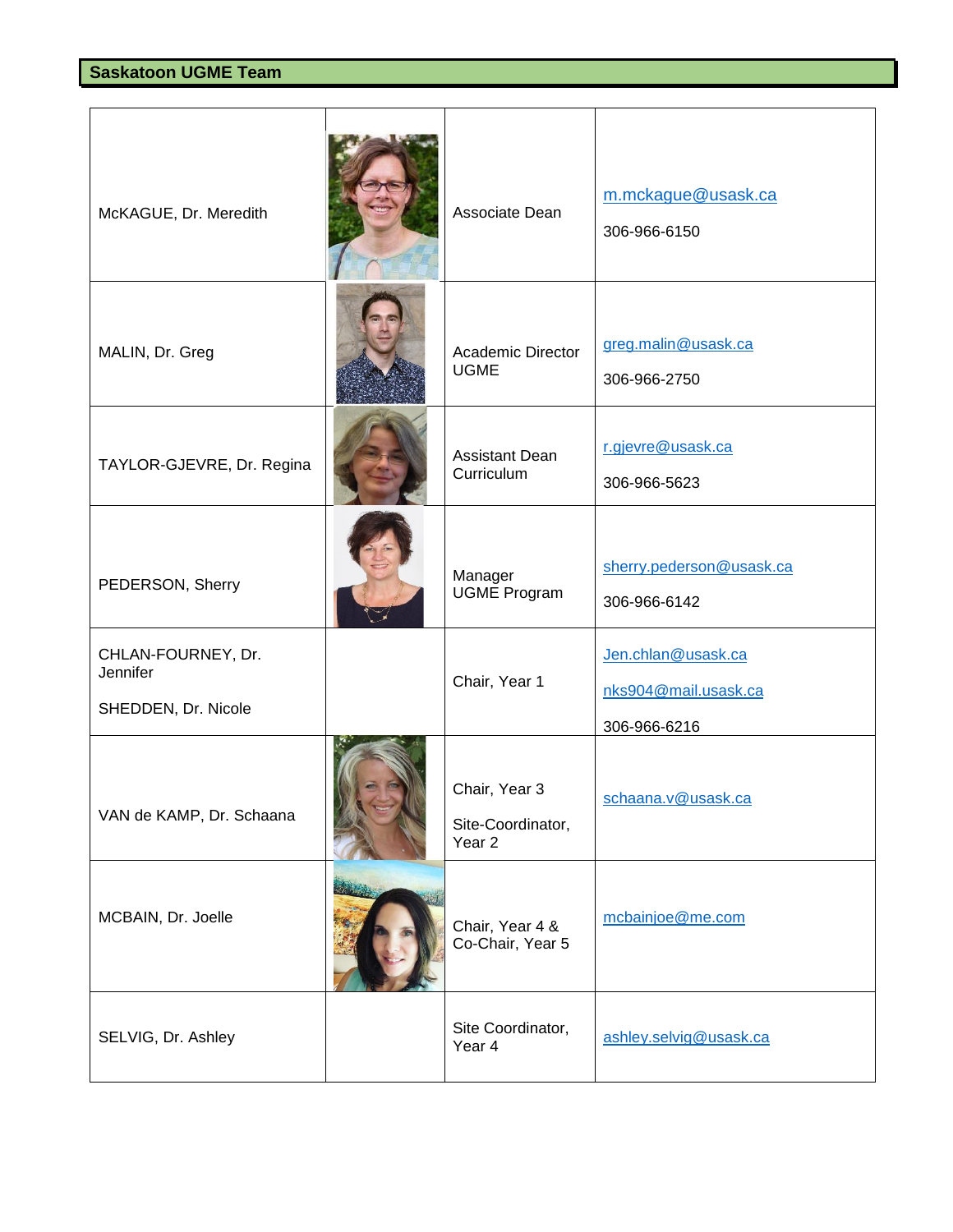## Saskatoon UGME Team

| | | | |
|---|---|---|---|
| McKAGUE, Dr. Meredith | | Associate Dean | m.mckague@usask.ca<br><br>306-966-6150 |
| MALIN, Dr. Greg | | Academic Director UGME | greg.malin@usask.ca<br><br>306-966-2750 |
| TAYLOR-GJEVRE, Dr. Regina | | Assistant Dean Curriculum | r.gjevre@usask.ca<br><br>306-966-5623 |
| PEDERSON, Sherry | | Manager UGME Program | sherry.pederson@usask.ca<br><br>306-966-6142 |
| CHLAN-FOURNEY, Dr. Jennifer<br><br>SHEDDEN, Dr. Nicole | | Chair, Year 1 | Jen.chlan@usask.ca<br><br>nks904@mail.usask.ca<br><br>306-966-6216 |
| VAN de KAMP, Dr. Schaana | | Chair, Year 3<br><br>Site-Coordinator, Year 2 | schaana.v@usask.ca |
| MCBAIN, Dr. Joelle | | Chair, Year 4 & Co-Chair, Year 5 | mcbainjoe@me.com |
| SELVIG, Dr. Ashley | | Site Coordinator, Year 4 | ashley.selvig@usask.ca |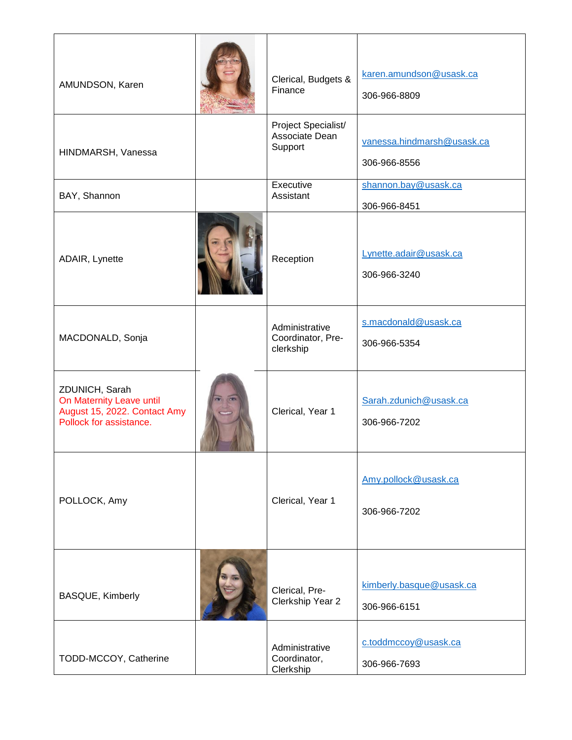| | | | |
|---|---|---|---|
| AMUNDSON, Karen | | Clerical, Budgets & Finance | karen.amundson@usask.ca<br><br>306-966-8809 |
| HINDMARSH, Vanessa | | Project Specialist/ Associate Dean Support | vanessa.hindmarsh@usask.ca<br><br>306-966-8556 |
| BAY, Shannon | | Executive Assistant | shannon.bay@usask.ca<br><br>306-966-8451 |
| ADAIR, Lynette | | Reception | Lynette.adair@usask.ca<br><br>306-966-3240 |
| MACDONALD, Sonja | | Administrative Coordinator, Pre-clerkship | s.macdonald@usask.ca<br><br>306-966-5354 |
| ZDUNICH, Sarah<br>On Maternity Leave until August 15, 2022. Contact Amy Pollock for assistance. | | Clerical, Year 1 | Sarah.zdunich@usask.ca<br><br>306-966-7202 |
| POLLOCK, Amy | | Clerical, Year 1 | Amy.pollock@usask.ca<br><br>306-966-7202 |
| BASQUE, Kimberly | | Clerical, Pre-Clerkship Year 2 | kimberly.basque@usask.ca<br><br>306-966-6151 |
| TODD-MCCOY, Catherine | | Administrative Coordinator, Clerkship | c.toddmccoy@usask.ca<br><br>306-966-7693 |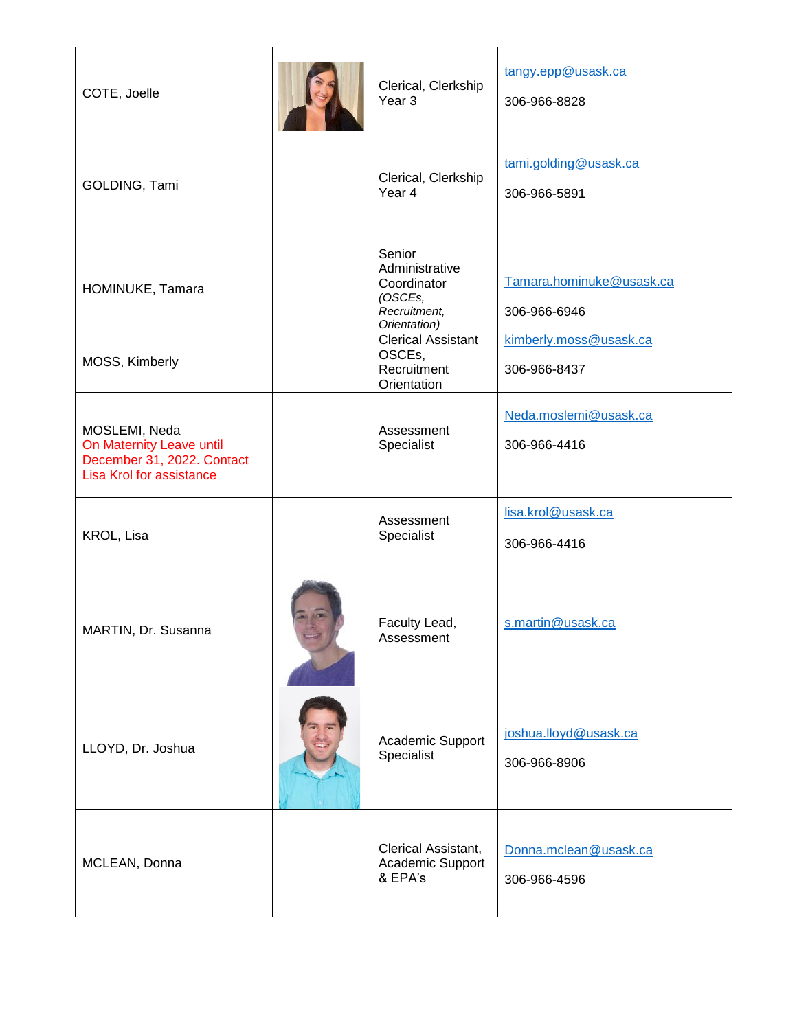| | | | |
|---|---|---|---|
| COTE, Joelle | | Clerical, Clerkship Year 3 | tangy.epp@usask.ca<br><br>306-966-8828 |
| GOLDING, Tami | | Clerical, Clerkship Year 4 | tami.golding@usask.ca<br><br>306-966-5891 |
| HOMINUKE, Tamara | | Senior Administrative Coordinator *(OSCEs, Recruitment, Orientation)* | Tamara.hominuke@usask.ca<br><br>306-966-6946 |
| MOSS, Kimberly | | Clerical Assistant OSCEs, Recruitment Orientation | kimberly.moss@usask.ca<br><br>306-966-8437 |
| MOSLEMI, Neda<br>On Maternity Leave until December 31, 2022. Contact Lisa Krol for assistance | | Assessment Specialist | Neda.moslemi@usask.ca<br><br>306-966-4416 |
| KROL, Lisa | | Assessment Specialist | lisa.krol@usask.ca<br><br>306-966-4416 |
| MARTIN, Dr. Susanna | | Faculty Lead, Assessment | s.martin@usask.ca |
| LLOYD, Dr. Joshua | | Academic Support Specialist | joshua.lloyd@usask.ca<br><br>306-966-8906 |
| MCLEAN, Donna | | Clerical Assistant, Academic Support & EPA's | Donna.mclean@usask.ca<br><br>306-966-4596 |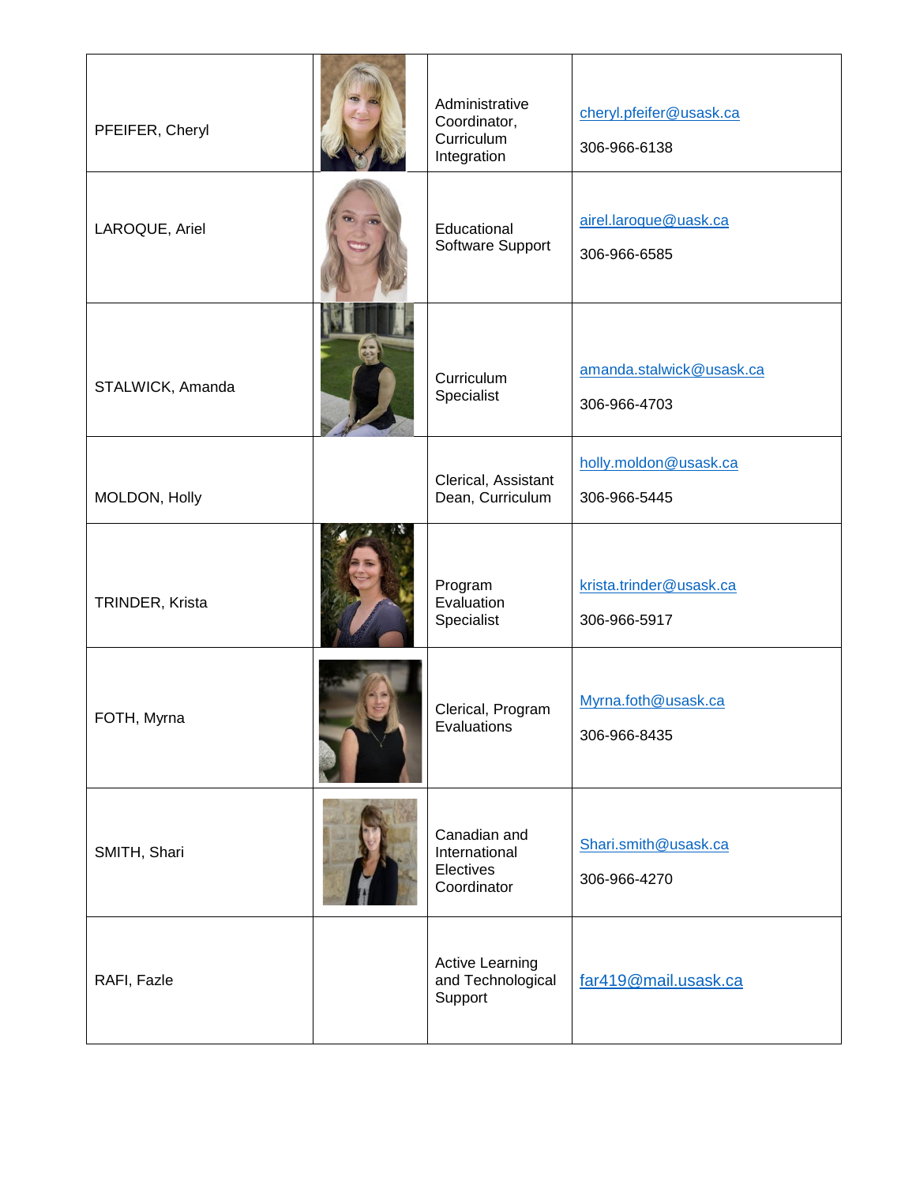| | | | |
|---|---|---|---|
| PFEIFER, Cheryl | | Administrative Coordinator, Curriculum Integration | cheryl.pfeifer@usask.ca<br>306-966-6138 |
| LAROQUE, Ariel | | Educational Software Support | airel.laroque@uask.ca<br>306-966-6585 |
| STALWICK, Amanda | | Curriculum Specialist | amanda.stalwick@usask.ca<br>306-966-4703 |
| MOLDON, Holly | | Clerical, Assistant Dean, Curriculum | holly.moldon@usask.ca<br>306-966-5445 |
| TRINDER, Krista | | Program Evaluation Specialist | krista.trinder@usask.ca<br>306-966-5917 |
| FOTH, Myrna | | Clerical, Program Evaluations | Myrna.foth@usask.ca<br>306-966-8435 |
| SMITH, Shari | | Canadian and International Electives Coordinator | Shari.smith@usask.ca<br>306-966-4270 |
| RAFI, Fazle | | Active Learning and Technological Support | far419@mail.usask.ca |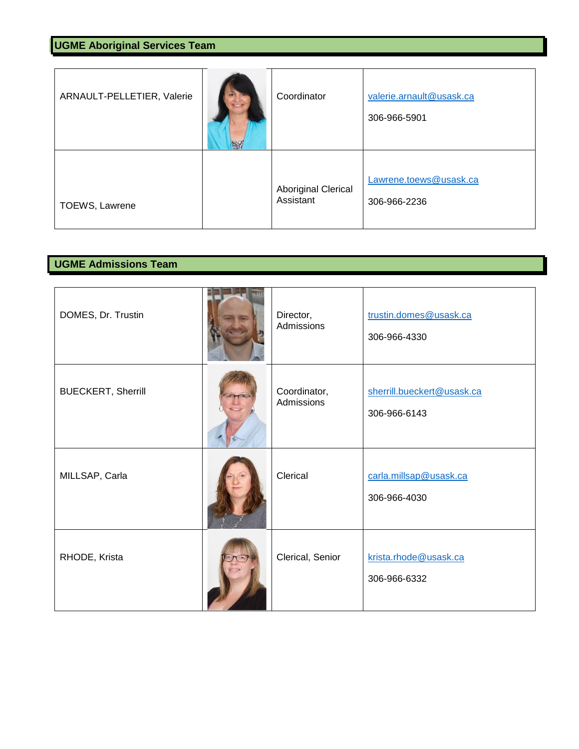## UGME Aboriginal Services Team

| | | | |
|---|---|---|---|
| ARNAULT-PELLETIER, Valerie | | Coordinator | valerie.arnault@usask.ca<br>306-966-5901 |
| TOEWS, Lawrene | | Aboriginal Clerical Assistant | Lawrene.toews@usask.ca<br>306-966-2236 |

## UGME Admissions Team

| | | | |
|---|---|---|---|
| DOMES, Dr. Trustin | | Director, Admissions | trustin.domes@usask.ca<br>306-966-4330 |
| BUECKERT, Sherrill | | Coordinator, Admissions | sherrill.bueckert@usask.ca<br>306-966-6143 |
| MILLSAP, Carla | | Clerical | carla.millsap@usask.ca<br>306-966-4030 |
| RHODE, Krista | | Clerical, Senior | krista.rhode@usask.ca<br>306-966-6332 |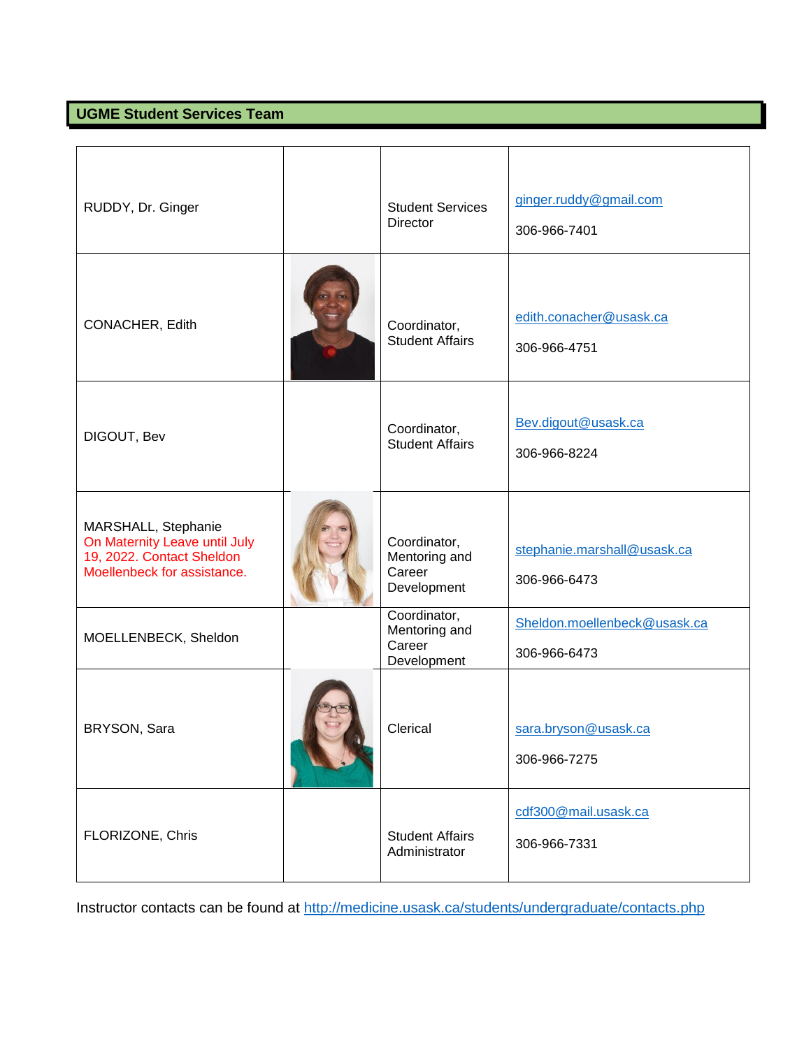## UGME Student Services Team

| | | | |
|---|---|---|---|
| RUDDY, Dr. Ginger | | Student Services Director | ginger.ruddy@gmail.com<br>306-966-7401 |
| CONACHER, Edith | | Coordinator, Student Affairs | edith.conacher@usask.ca<br>306-966-4751 |
| DIGOUT, Bev | | Coordinator, Student Affairs | Bev.digout@usask.ca<br>306-966-8224 |
| MARSHALL, Stephanie<br>On Maternity Leave until July 19, 2022. Contact Sheldon Moellenbeck for assistance. | | Coordinator, Mentoring and Career Development | stephanie.marshall@usask.ca<br>306-966-6473 |
| MOELLENBECK, Sheldon | | Coordinator, Mentoring and Career Development | Sheldon.moellenbeck@usask.ca<br>306-966-6473 |
| BRYSON, Sara | | Clerical | sara.bryson@usask.ca<br>306-966-7275 |
| FLORIZONE, Chris | | Student Affairs Administrator | cdf300@mail.usask.ca<br>306-966-7331 |

Instructor contacts can be found at http://medicine.usask.ca/students/undergraduate/contacts.php